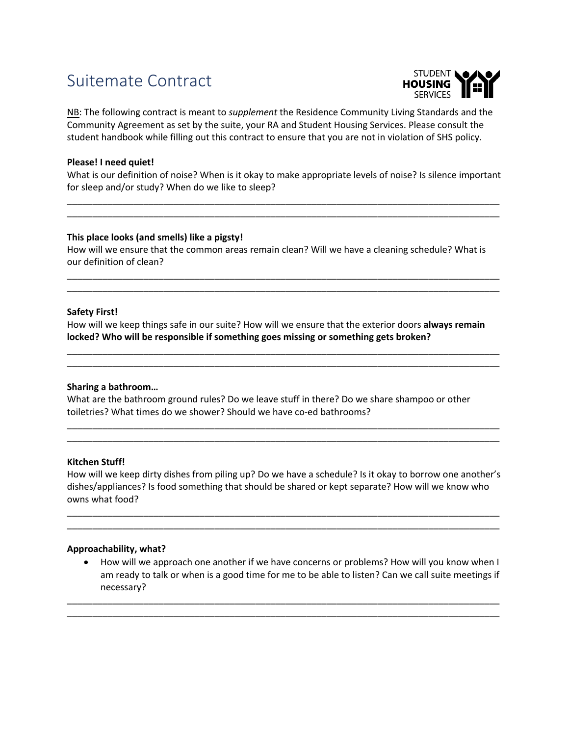# Suitemate Contract

STUDENT HOUSING SERVICES

NB: The following contract is meant to *supplement* the Residence Community Living Standards and the Community Agreement as set by the suite, your RA and Student Housing Services. Please consult the student handbook while filling out this contract to ensure that you are not in violation of SHS policy.

**Please! I need quiet!**

What is our definition of noise? When is it okay to make appropriate levels of noise? Is silence important for sleep and/or study? When do we like to sleep?

_______________________________________________________________________________________
_______________________________________________________________________________________

**This place looks (and smells) like a pigsty!**

How will we ensure that the common areas remain clean? Will we have a cleaning schedule? What is our definition of clean?

_______________________________________________________________________________________
_______________________________________________________________________________________

**Safety First!**

How will we keep things safe in our suite? How will we ensure that the exterior doors **always remain locked? Who will be responsible if something goes missing or something gets broken?**

_______________________________________________________________________________________
_______________________________________________________________________________________

**Sharing a bathroom…**

What are the bathroom ground rules? Do we leave stuff in there? Do we share shampoo or other toiletries? What times do we shower? Should we have co-ed bathrooms?

_______________________________________________________________________________________
_______________________________________________________________________________________

**Kitchen Stuff!**

How will we keep dirty dishes from piling up? Do we have a schedule? Is it okay to borrow one another's dishes/appliances? Is food something that should be shared or kept separate? How will we know who owns what food?

_______________________________________________________________________________________
_______________________________________________________________________________________

**Approachability, what?**

- How will we approach one another if we have concerns or problems? How will you know when I am ready to talk or when is a good time for me to be able to listen? Can we call suite meetings if necessary?

_______________________________________________________________________________________
_______________________________________________________________________________________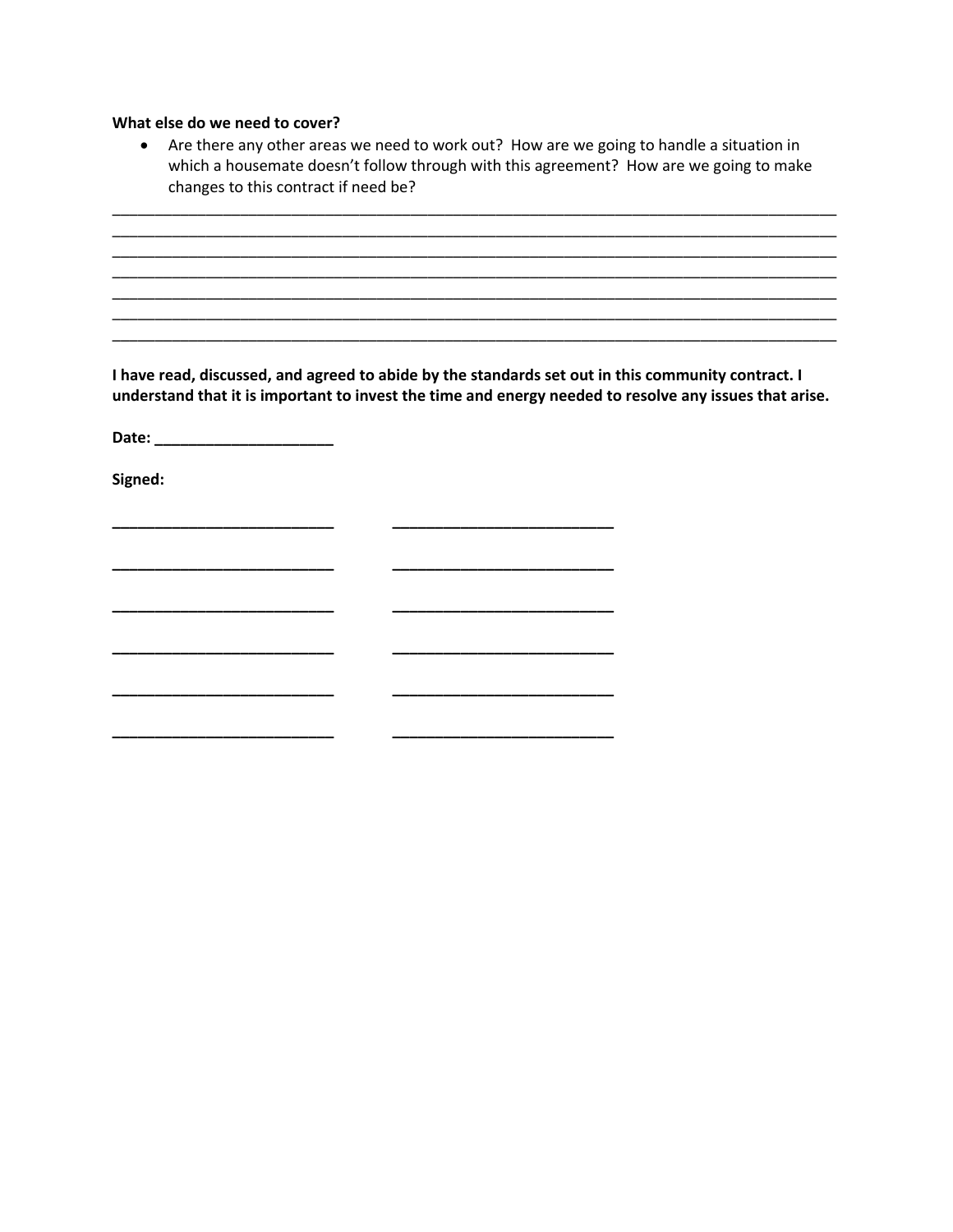**What else do we need to cover?**

- Are there any other areas we need to work out? How are we going to handle a situation in which a housemate doesn't follow through with this agreement? How are we going to make changes to this contract if need be?

_____________________________________________________________________________________
_____________________________________________________________________________________
_____________________________________________________________________________________
_____________________________________________________________________________________
_____________________________________________________________________________________
_____________________________________________________________________________________
_____________________________________________________________________________________

**I have read, discussed, and agreed to abide by the standards set out in this community contract. I understand that it is important to invest the time and energy needed to resolve any issues that arise.**

**Date: ____________________**

**Signed:**

_________________________ _________________________

_________________________ _________________________

_________________________ _________________________

_________________________ _________________________

_________________________ _________________________

_________________________ _________________________